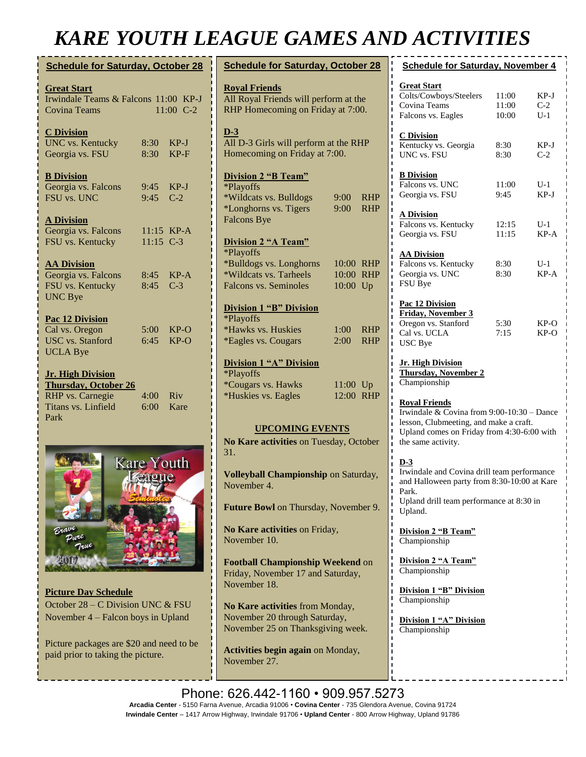# KARE YOUTH LEAGUE GAMES AND ACTIVITIES

## Schedule for Saturday, October 28

**Great Start**

| | | |
|---|---|---|
| Irwindale Teams & Falcons | 11:00 | KP-J |
| Covina Teams | 11:00 | C-2 |

**C Division**

| | | |
|---|---|---|
| UNC vs. Kentucky | 8:30 | KP-J |
| Georgia vs. FSU | 8:30 | KP-F |

**B Division**

| | | |
|---|---|---|
| Georgia vs. Falcons | 9:45 | KP-J |
| FSU vs. UNC | 9:45 | C-2 |

**A Division**

| | | |
|---|---|---|
| Georgia vs. Falcons | 11:15 | KP-A |
| FSU vs. Kentucky | 11:15 | C-3 |

**AA Division**

| | | |
|---|---|---|
| Georgia vs. Falcons | 8:45 | KP-A |
| FSU vs. Kentucky | 8:45 | C-3 |
| UNC Bye | | |

**Pac 12 Division**

| | | |
|---|---|---|
| Cal vs. Oregon | 5:00 | KP-O |
| USC vs. Stanford | 6:45 | KP-O |
| UCLA Bye | | |

**Jr. High Division**
**Thursday, October 26**

| | | |
|---|---|---|
| RHP vs. Carnegie | 4:00 | Riv |
| Titans vs. Linfield Park | 6:00 | Kare |

**Picture Day Schedule**

October 28 – C Division UNC & FSU
November 4 – Falcon boys in Upland

Picture packages are $20 and need to be paid prior to taking the picture.

## Schedule for Saturday, October 28

**Royal Friends**
All Royal Friends will perform at the RHP Homecoming on Friday at 7:00.

**D-3**
All D-3 Girls will perform at the RHP Homecoming on Friday at 7:00.

**Division 2 "B Team"**
*Playoffs

| | | |
|---|---|---|
| *Wildcats vs. Bulldogs | 9:00 | RHP |
| *Longhorns vs. Tigers | 9:00 | RHP |
| Falcons Bye | | |

**Division 2 "A Team"**
*Playoffs

| | | |
|---|---|---|
| *Bulldogs vs. Longhorns | 10:00 | RHP |
| *Wildcats vs. Tarheels | 10:00 | RHP |
| Falcons vs. Seminoles | 10:00 | Up |

**Division 1 "B" Division**
*Playoffs

| | | |
|---|---|---|
| *Hawks vs. Huskies | 1:00 | RHP |
| *Eagles vs. Cougars | 2:00 | RHP |

**Division 1 "A" Division**
*Playoffs

| | | |
|---|---|---|
| *Cougars vs. Hawks | 11:00 | Up |
| *Huskies vs. Eagles | 12:00 | RHP |

### UPCOMING EVENTS

**No Kare activities** on Tuesday, October 31.

**Volleyball Championship** on Saturday, November 4.

**Future Bowl** on Thursday, November 9.

**No Kare activities** on Friday, November 10.

**Football Championship Weekend** on Friday, November 17 and Saturday, November 18.

**No Kare activities** from Monday, November 20 through Saturday, November 25 on Thanksgiving week.

**Activities begin again** on Monday, November 27.

## Schedule for Saturday, November 4

**Great Start**

| | | |
|---|---|---|
| Colts/Cowboys/Steelers | 11:00 | KP-J |
| Covina Teams | 11:00 | C-2 |
| Falcons vs. Eagles | 10:00 | U-1 |

**C Division**

| | | |
|---|---|---|
| Kentucky vs. Georgia | 8:30 | KP-J |
| UNC vs. FSU | 8:30 | C-2 |

**B Division**

| | | |
|---|---|---|
| Falcons vs. UNC | 11:00 | U-1 |
| Georgia vs. FSU | 9:45 | KP-J |

**A Division**

| | | |
|---|---|---|
| Falcons vs. Kentucky | 12:15 | U-1 |
| Georgia vs. FSU | 11:15 | KP-A |

**AA Division**

| | | |
|---|---|---|
| Falcons vs. Kentucky | 8:30 | U-1 |
| Georgia vs. UNC | 8:30 | KP-A |
| FSU Bye | | |

**Pac 12 Division**
**Friday, November 3**

| | | |
|---|---|---|
| Oregon vs. Stanford | 5:30 | KP-O |
| Cal vs. UCLA | 7:15 | KP-O |
| USC Bye | | |

**Jr. High Division**
**Thursday, November 2**
Championship

**Royal Friends**
Irwindale & Covina from 9:00-10:30 – Dance lesson, Clubmeeting, and make a craft.
Upland comes on Friday from 4:30-6:00 with the same activity.

**D-3**
Irwindale and Covina drill team performance and Halloween party from 8:30-10:00 at Kare Park.
Upland drill team performance at 8:30 in Upland.

**Division 2 "B Team"**
Championship

**Division 2 "A Team"**
Championship

**Division 1 "B" Division**
Championship

**Division 1 "A" Division**
Championship

Phone: 626.442-1160 • 909.957.5273

**Arcadia Center** - 5150 Farna Avenue, Arcadia 91006 • **Covina Center** - 735 Glendora Avenue, Covina 91724
**Irwindale Center** – 1417 Arrow Highway, Irwindale 91706 • **Upland Center** - 800 Arrow Highway, Upland 91786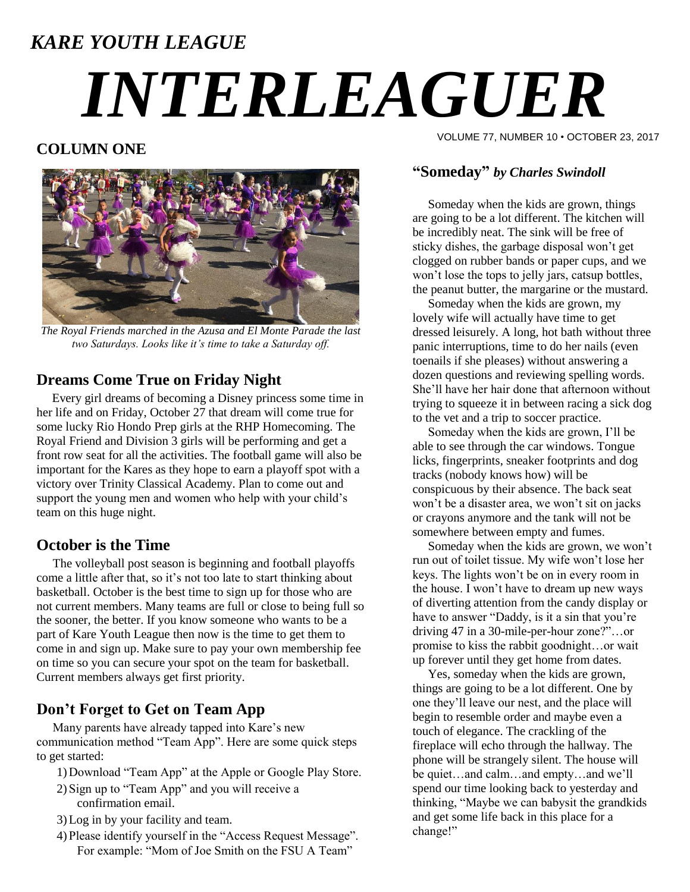*KARE YOUTH LEAGUE*

# *INTERLEAGUER*

VOLUME 77, NUMBER 10 • OCTOBER 23, 2017

## COLUMN ONE

*The Royal Friends marched in the Azusa and El Monte Parade the last two Saturdays. Looks like it's time to take a Saturday off.*

### Dreams Come True on Friday Night

Every girl dreams of becoming a Disney princess some time in her life and on Friday, October 27 that dream will come true for some lucky Rio Hondo Prep girls at the RHP Homecoming. The Royal Friend and Division 3 girls will be performing and get a front row seat for all the activities. The football game will also be important for the Kares as they hope to earn a playoff spot with a victory over Trinity Classical Academy. Plan to come out and support the young men and women who help with your child's team on this huge night.

### October is the Time

The volleyball post season is beginning and football playoffs come a little after that, so it's not too late to start thinking about basketball. October is the best time to sign up for those who are not current members. Many teams are full or close to being full so the sooner, the better. If you know someone who wants to be a part of Kare Youth League then now is the time to get them to come in and sign up. Make sure to pay your own membership fee on time so you can secure your spot on the team for basketball. Current members always get first priority.

### Don't Forget to Get on Team App

Many parents have already tapped into Kare's new communication method "Team App". Here are some quick steps to get started:

1) Download "Team App" at the Apple or Google Play Store.
2) Sign up to "Team App" and you will receive a confirmation email.
3) Log in by your facility and team.
4) Please identify yourself in the "Access Request Message". For example: "Mom of Joe Smith on the FSU A Team"

### "Someday" *by Charles Swindoll*

Someday when the kids are grown, things are going to be a lot different. The kitchen will be incredibly neat. The sink will be free of sticky dishes, the garbage disposal won't get clogged on rubber bands or paper cups, and we won't lose the tops to jelly jars, catsup bottles, the peanut butter, the margarine or the mustard.

Someday when the kids are grown, my lovely wife will actually have time to get dressed leisurely. A long, hot bath without three panic interruptions, time to do her nails (even toenails if she pleases) without answering a dozen questions and reviewing spelling words. She'll have her hair done that afternoon without trying to squeeze it in between racing a sick dog to the vet and a trip to soccer practice.

Someday when the kids are grown, I'll be able to see through the car windows. Tongue licks, fingerprints, sneaker footprints and dog tracks (nobody knows how) will be conspicuous by their absence. The back seat won't be a disaster area, we won't sit on jacks or crayons anymore and the tank will not be somewhere between empty and fumes.

Someday when the kids are grown, we won't run out of toilet tissue. My wife won't lose her keys. The lights won't be on in every room in the house. I won't have to dream up new ways of diverting attention from the candy display or have to answer "Daddy, is it a sin that you're driving 47 in a 30-mile-per-hour zone?"…or promise to kiss the rabbit goodnight…or wait up forever until they get home from dates.

Yes, someday when the kids are grown, things are going to be a lot different. One by one they'll leave our nest, and the place will begin to resemble order and maybe even a touch of elegance. The crackling of the fireplace will echo through the hallway. The phone will be strangely silent. The house will be quiet…and calm…and empty…and we'll spend our time looking back to yesterday and thinking, "Maybe we can babysit the grandkids and get some life back in this place for a change!"